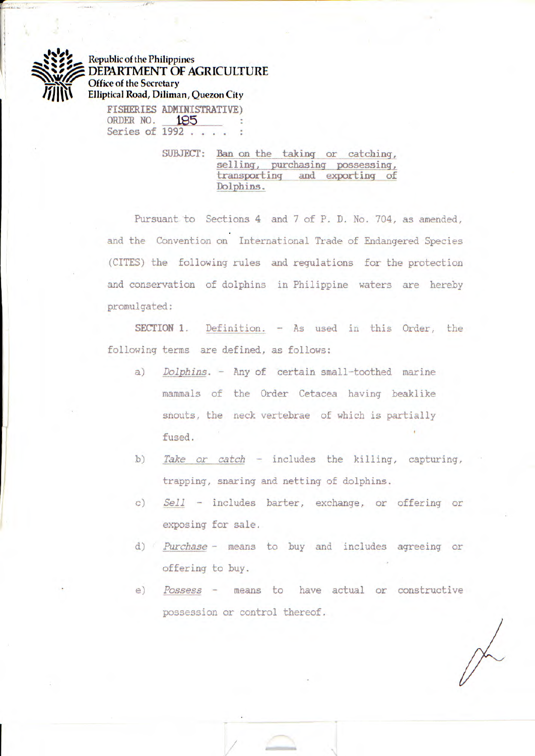Republic of the Philippines
**DEPARTMENT OF AGRICULTURE**
Office of the Secretary
Elliptical Road, Diliman, Quezon City

FISHERIES ADMINISTRATIVE)
ORDER NO. 185 :
Series of 1992 . . . . :

SUBJECT: Ban on the taking or catching, selling, purchasing possessing, transporting and exporting of Dolphins.

Pursuant to Sections 4 and 7 of P. D. No. 704, as amended, and the Convention on International Trade of Endangered Species (CITES) the following rules and regulations for the protection and conservation of dolphins in Philippine waters are hereby promulgated:

SECTION 1. Definition. - As used in this Order, the following terms are defined, as follows:

a) *Dolphins*. - Any of certain small-toothed marine mammals of the Order Cetacea having beaklike snouts, the neck vertebrae of which is partially fused.

b) *Take or catch* - includes the killing, capturing, trapping, snaring and netting of dolphins.

c) *Sell* - includes barter, exchange, or offering or exposing for sale.

d) *Purchase* - means to buy and includes agreeing or offering to buy.

e) *Possess* - means to have actual or constructive possession or control thereof.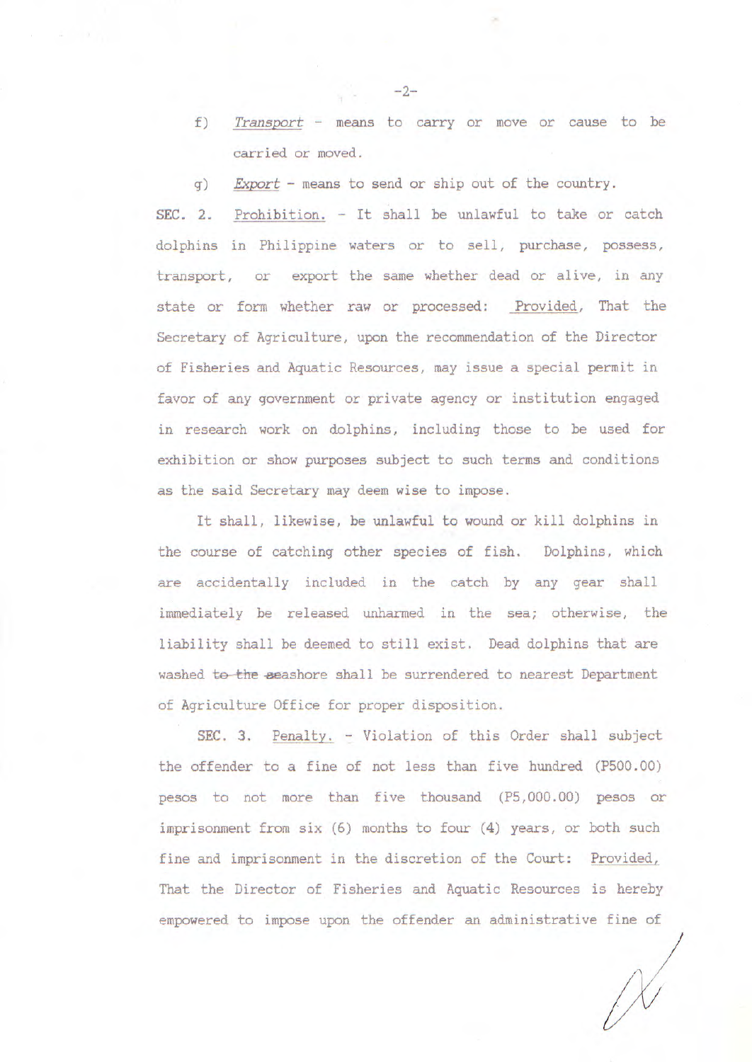f) *Transport* - means to carry or move or cause to be carried or moved.

g) *Export* - means to send or ship out of the country.

SEC. 2. Prohibition. - It shall be unlawful to take or catch dolphins in Philippine waters or to sell, purchase, possess, transport, or export the same whether dead or alive, in any state or form whether raw or processed: Provided, That the Secretary of Agriculture, upon the recommendation of the Director of Fisheries and Aquatic Resources, may issue a special permit in favor of any government or private agency or institution engaged in research work on dolphins, including those to be used for exhibition or show purposes subject to such terms and conditions as the said Secretary may deem wise to impose.

It shall, likewise, be unlawful to wound or kill dolphins in the course of catching other species of fish. Dolphins, which are accidentally included in the catch by any gear shall immediately be released unharmed in the sea; otherwise, the liability shall be deemed to still exist. Dead dolphins that are washed ~~to the~~ seashore shall be surrendered to nearest Department of Agriculture Office for proper disposition.

SEC. 3. Penalty. - Violation of this Order shall subject the offender to a fine of not less than five hundred (P500.00) pesos to not more than five thousand (P5,000.00) pesos or imprisonment from six (6) months to four (4) years, or both such fine and imprisonment in the discretion of the Court: Provided, That the Director of Fisheries and Aquatic Resources is hereby empowered to impose upon the offender an administrative fine of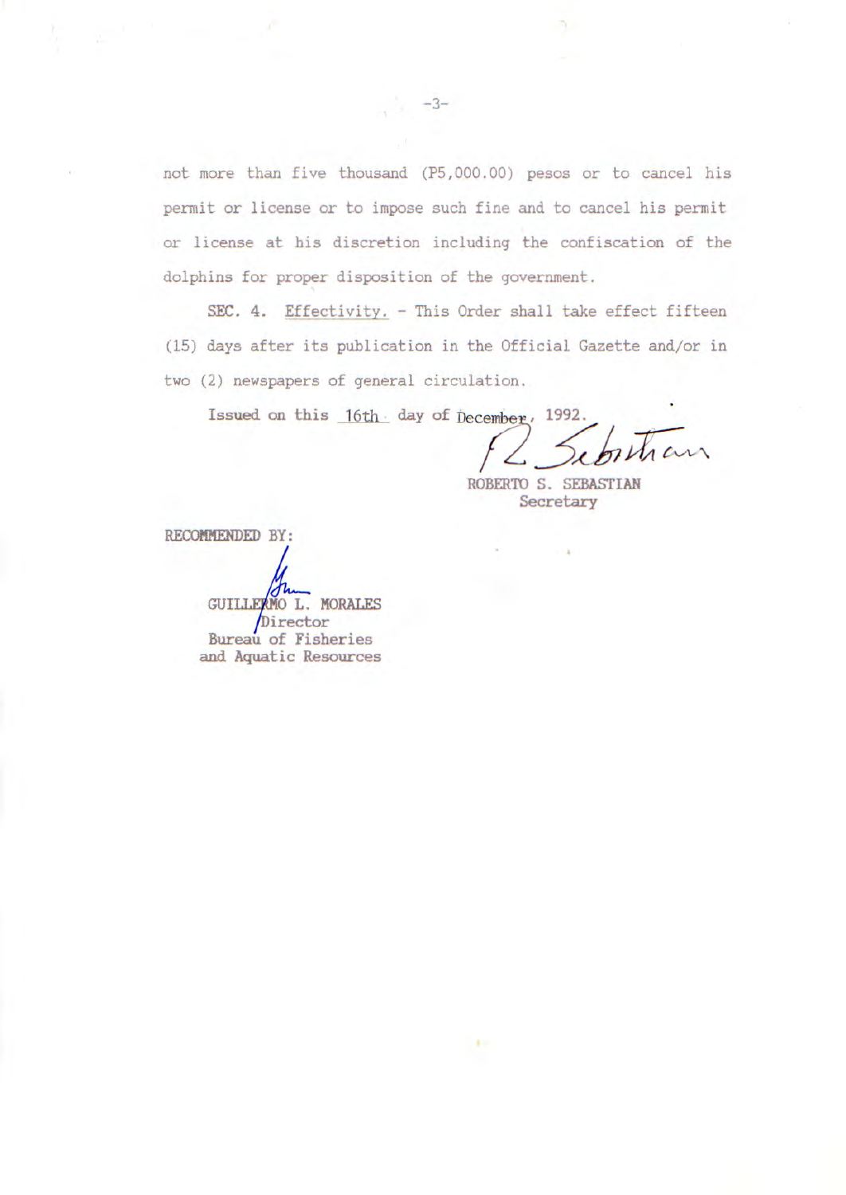not more than five thousand (P5,000.00) pesos or to cancel his permit or license or to impose such fine and to cancel his permit or license at his discretion including the confiscation of the dolphins for proper disposition of the government.

SEC. 4. Effectivity. - This Order shall take effect fifteen (15) days after its publication in the Official Gazette and/or in two (2) newspapers of general circulation.

Issued on this 16th day of December, 1992.

ROBERTO S. SEBASTIAN
Secretary

RECOMMENDED BY:

GUILLERMO L. MORALES
Director
Bureau of Fisheries
and Aquatic Resources